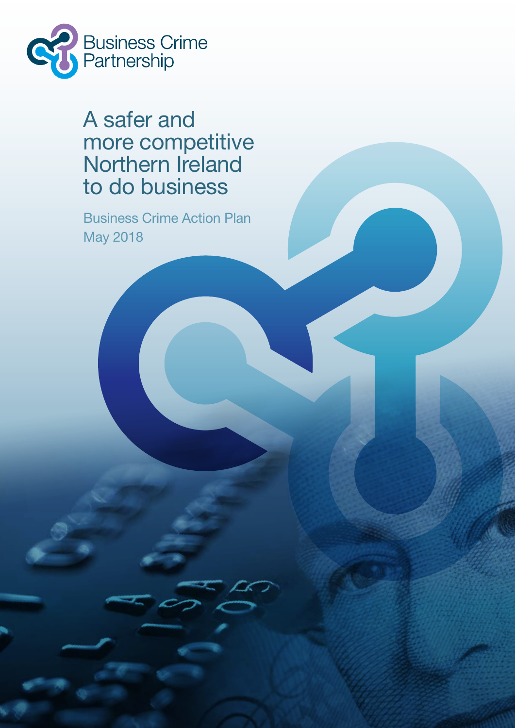Business Crime Partnership

# A safer and more competitive Northern Ireland to do business

Business Crime Action Plan

May 2018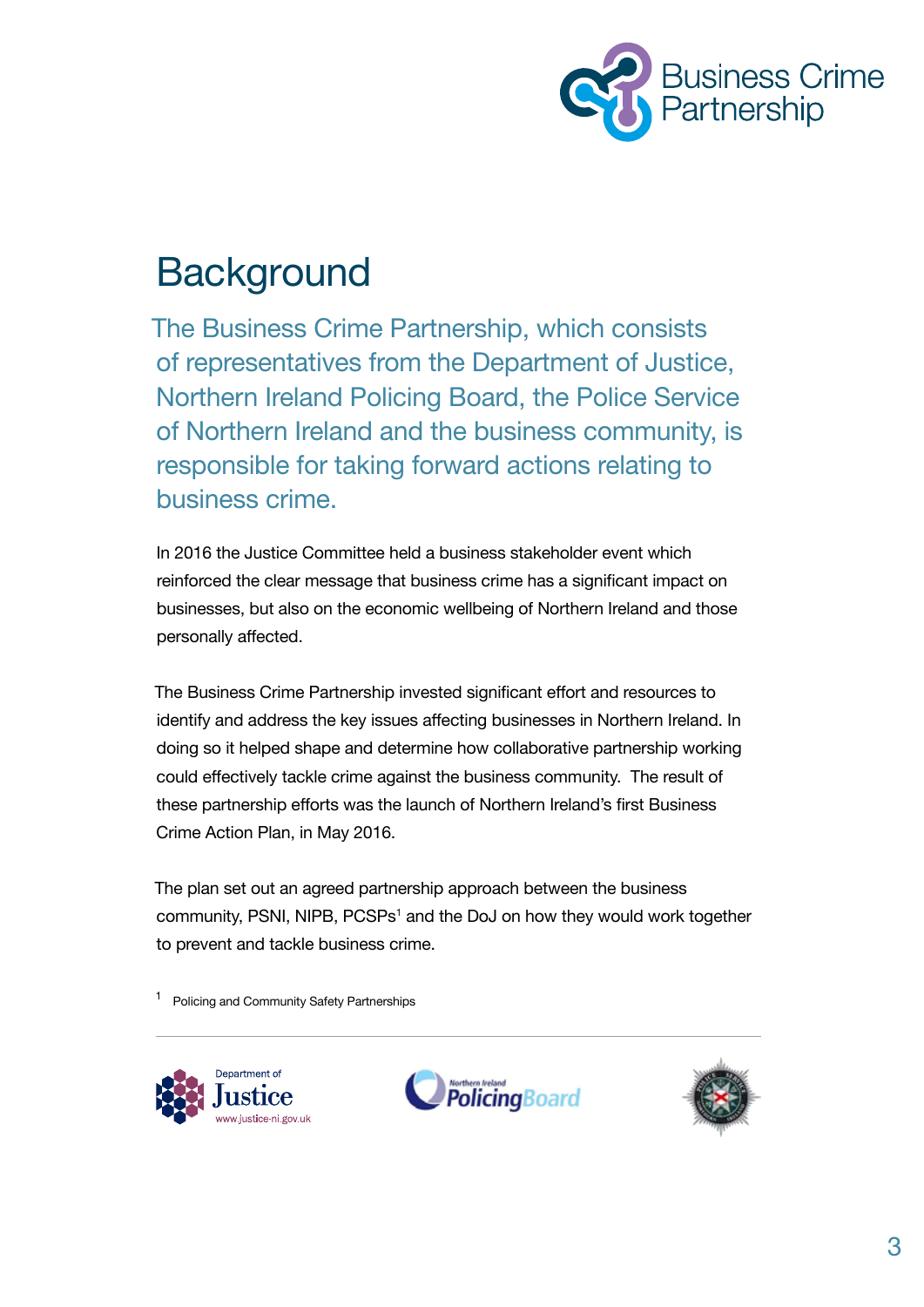# Background

The Business Crime Partnership, which consists of representatives from the Department of Justice, Northern Ireland Policing Board, the Police Service of Northern Ireland and the business community, is responsible for taking forward actions relating to business crime.

In 2016 the Justice Committee held a business stakeholder event which reinforced the clear message that business crime has a significant impact on businesses, but also on the economic wellbeing of Northern Ireland and those personally affected.

The Business Crime Partnership invested significant effort and resources to identify and address the key issues affecting businesses in Northern Ireland. In doing so it helped shape and determine how collaborative partnership working could effectively tackle crime against the business community. The result of these partnership efforts was the launch of Northern Ireland's first Business Crime Action Plan, in May 2016.

The plan set out an agreed partnership approach between the business community, PSNI, NIPB, PCSPs[1] and the DoJ on how they would work together to prevent and tackle business crime.

[1] Policing and Community Safety Partnerships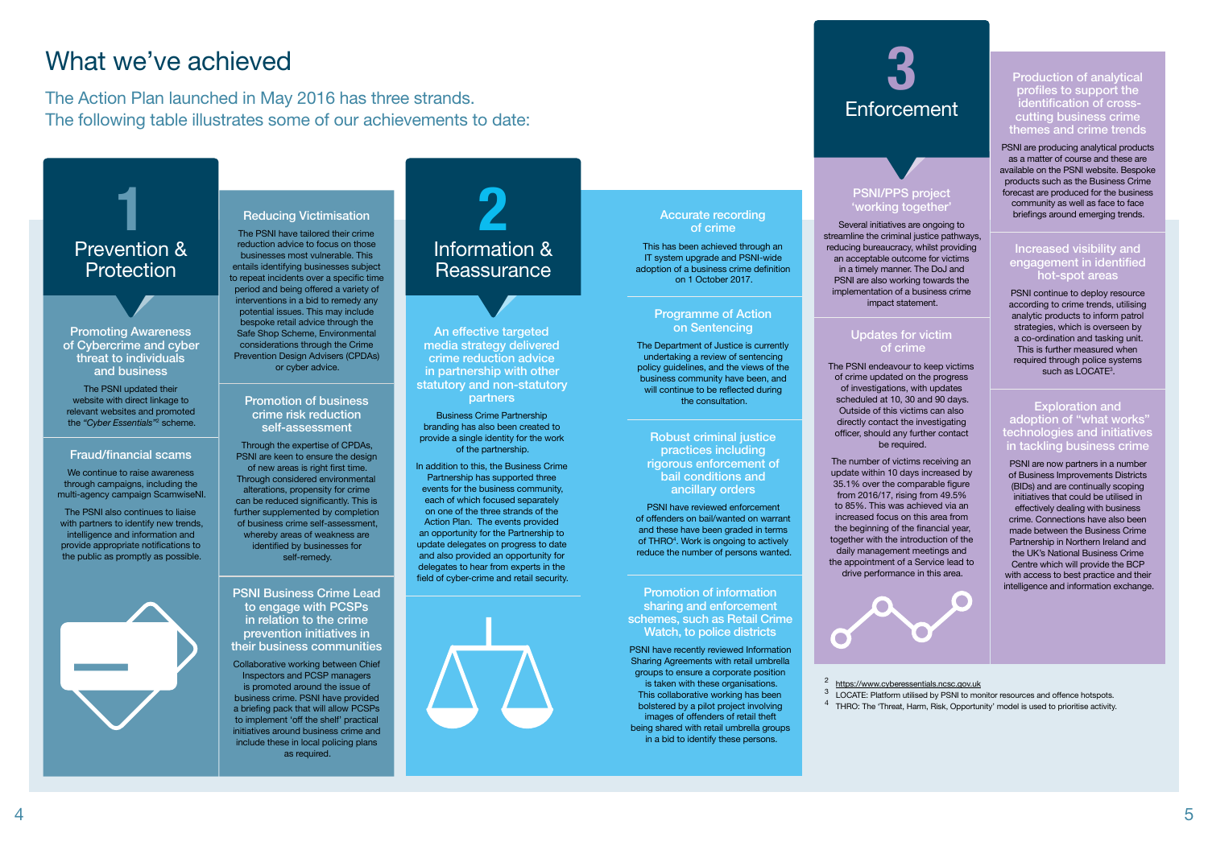# What we've achieved

The Action Plan launched in May 2016 has three strands.
The following table illustrates some of our achievements to date:

## 1 Prevention & Protection

### Promoting Awareness of Cybercrime and cyber threat to individuals and business

The PSNI updated their website with direct linkage to relevant websites and promoted the *"Cyber Essentials"*[2] scheme.

### Fraud/financial scams

We continue to raise awareness through campaigns, including the multi-agency campaign ScamwiseNI.

The PSNI also continues to liaise with partners to identify new trends, intelligence and information and provide appropriate notifications to the public as promptly as possible.

### Reducing Victimisation

The PSNI have tailored their crime reduction advice to focus on those businesses most vulnerable. This entails identifying businesses subject to repeat incidents over a specific time period and being offered a variety of interventions in a bid to remedy any potential issues. This may include bespoke retail advice through the Safe Shop Scheme, Environmental considerations through the Crime Prevention Design Advisers (CPDAs) or cyber advice.

### Promotion of business crime risk reduction self-assessment

Through the expertise of CPDAs, PSNI are keen to ensure the design of new areas is right first time. Through considered environmental alterations, propensity for crime can be reduced significantly. This is further supplemented by completion of business crime self-assessment, whereby areas of weakness are identified by businesses for self-remedy.

### PSNI Business Crime Lead to engage with PCSPs in relation to the crime prevention initiatives in their business communities

Collaborative working between Chief Inspectors and PCSP managers is promoted around the issue of business crime. PSNI have provided a briefing pack that will allow PCSPs to implement 'off the shelf' practical initiatives around business crime and include these in local policing plans as required.

## 2 Information & Reassurance

### An effective targeted media strategy delivered crime reduction advice in partnership with other statutory and non-statutory partners

Business Crime Partnership branding has also been created to provide a single identity for the work of the partnership.

In addition to this, the Business Crime Partnership has supported three events for the business community, each of which focused separately on one of the three strands of the Action Plan. The events provided an opportunity for the Partnership to update delegates on progress to date and also provided an opportunity for delegates to hear from experts in the field of cyber-crime and retail security.

### Accurate recording of crime

This has been achieved through an IT system upgrade and PSNI-wide adoption of a business crime definition on 1 October 2017.

### Programme of Action on Sentencing

The Department of Justice is currently undertaking a review of sentencing policy guidelines, and the views of the business community have been, and will continue to be reflected during the consultation.

### Robust criminal justice practices including rigorous enforcement of bail conditions and ancillary orders

PSNI have reviewed enforcement of offenders on bail/wanted on warrant and these have been graded in terms of THRO[4]. Work is ongoing to actively reduce the number of persons wanted.

### Promotion of information sharing and enforcement schemes, such as Retail Crime Watch, to police districts

PSNI have recently reviewed Information Sharing Agreements with retail umbrella groups to ensure a corporate position is taken with these organisations. This collaborative working has been bolstered by a pilot project involving images of offenders of retail theft being shared with retail umbrella groups in a bid to identify these persons.

## 3 Enforcement

### PSNI/PPS project 'working together'

Several initiatives are ongoing to streamline the criminal justice pathways, reducing bureaucracy, whilst providing an acceptable outcome for victims in a timely manner. The DoJ and PSNI are also working towards the implementation of a business crime impact statement.

### Updates for victim of crime

The PSNI endeavour to keep victims of crime updated on the progress of investigations, with updates scheduled at 10, 30 and 90 days. Outside of this victims can also directly contact the investigating officer, should any further contact be required.

The number of victims receiving an update within 10 days increased by 35.1% over the comparable figure from 2016/17, rising from 49.5% to 85%. This was achieved via an increased focus on this area from the beginning of the financial year, together with the introduction of the daily management meetings and the appointment of a Service lead to drive performance in this area.

### Production of analytical profiles to support the identification of cross-cutting business crime themes and crime trends

PSNI are producing analytical products as a matter of course and these are available on the PSNI website. Bespoke products such as the Business Crime forecast are produced for the business community as well as face to face briefings around emerging trends.

### Increased visibility and engagement in identified hot-spot areas

PSNI continue to deploy resource according to crime trends, utilising analytic products to inform patrol strategies, which is overseen by a co-ordination and tasking unit. This is further measured when required through police systems such as LOCATE[3].

### Exploration and adoption of "what works" technologies and initiatives in tackling business crime

PSNI are now partners in a number of Business Improvements Districts (BIDs) and are continually scoping initiatives that could be utilised in effectively dealing with business crime. Connections have also been made between the Business Crime Partnership in Northern Ireland and the UK's National Business Crime Centre which will provide the BCP with access to best practice and their intelligence and information exchange.

---

[2] https://www.cyberessentials.ncsc.gov.uk

[3] LOCATE: Platform utilised by PSNI to monitor resources and offence hotspots.

[4] THRO: The 'Threat, Harm, Risk, Opportunity' model is used to prioritise activity.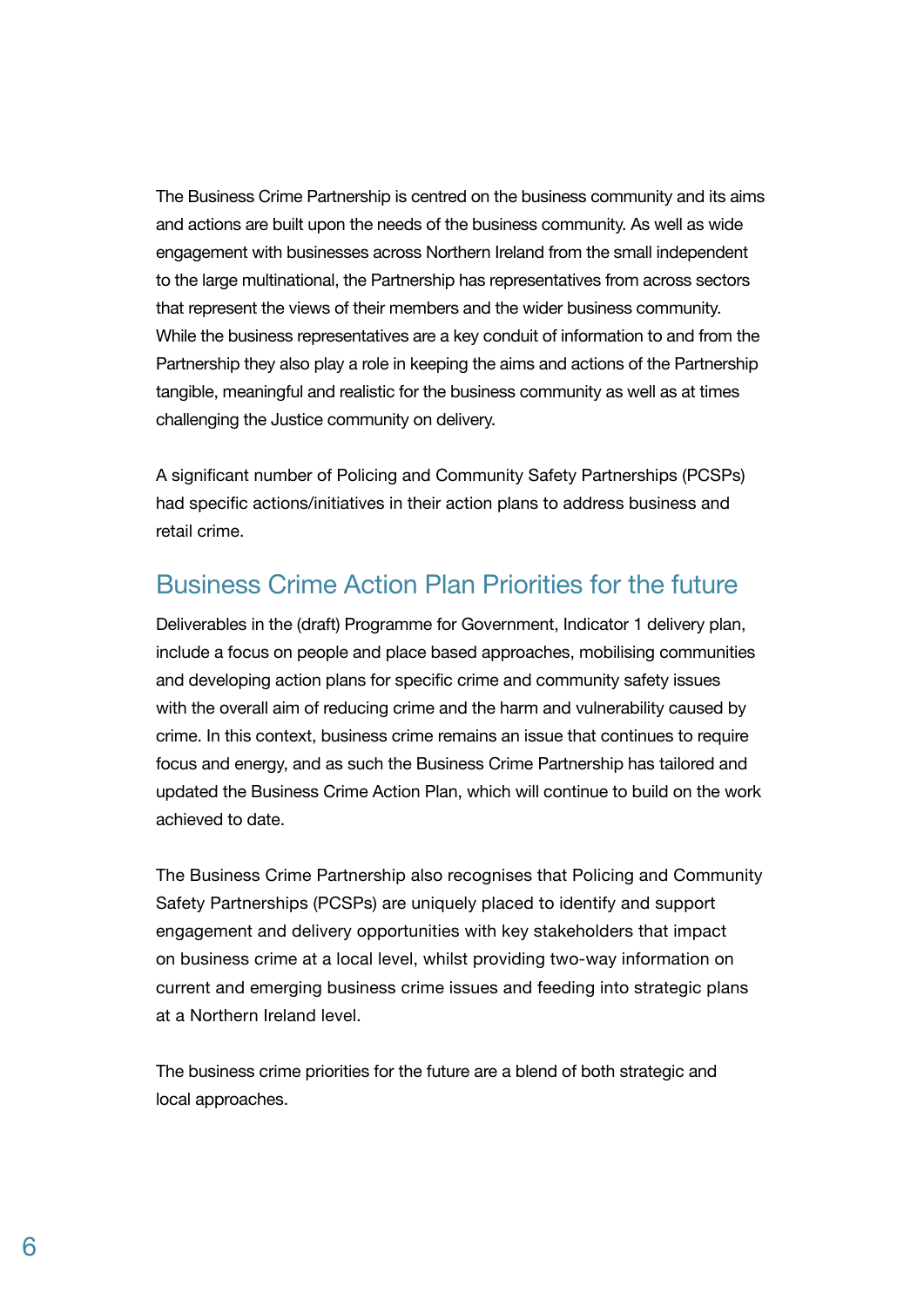The Business Crime Partnership is centred on the business community and its aims and actions are built upon the needs of the business community. As well as wide engagement with businesses across Northern Ireland from the small independent to the large multinational, the Partnership has representatives from across sectors that represent the views of their members and the wider business community. While the business representatives are a key conduit of information to and from the Partnership they also play a role in keeping the aims and actions of the Partnership tangible, meaningful and realistic for the business community as well as at times challenging the Justice community on delivery.

A significant number of Policing and Community Safety Partnerships (PCSPs) had specific actions/initiatives in their action plans to address business and retail crime.

## Business Crime Action Plan Priorities for the future

Deliverables in the (draft) Programme for Government, Indicator 1 delivery plan, include a focus on people and place based approaches, mobilising communities and developing action plans for specific crime and community safety issues with the overall aim of reducing crime and the harm and vulnerability caused by crime. In this context, business crime remains an issue that continues to require focus and energy, and as such the Business Crime Partnership has tailored and updated the Business Crime Action Plan, which will continue to build on the work achieved to date.

The Business Crime Partnership also recognises that Policing and Community Safety Partnerships (PCSPs) are uniquely placed to identify and support engagement and delivery opportunities with key stakeholders that impact on business crime at a local level, whilst providing two-way information on current and emerging business crime issues and feeding into strategic plans at a Northern Ireland level.

The business crime priorities for the future are a blend of both strategic and local approaches.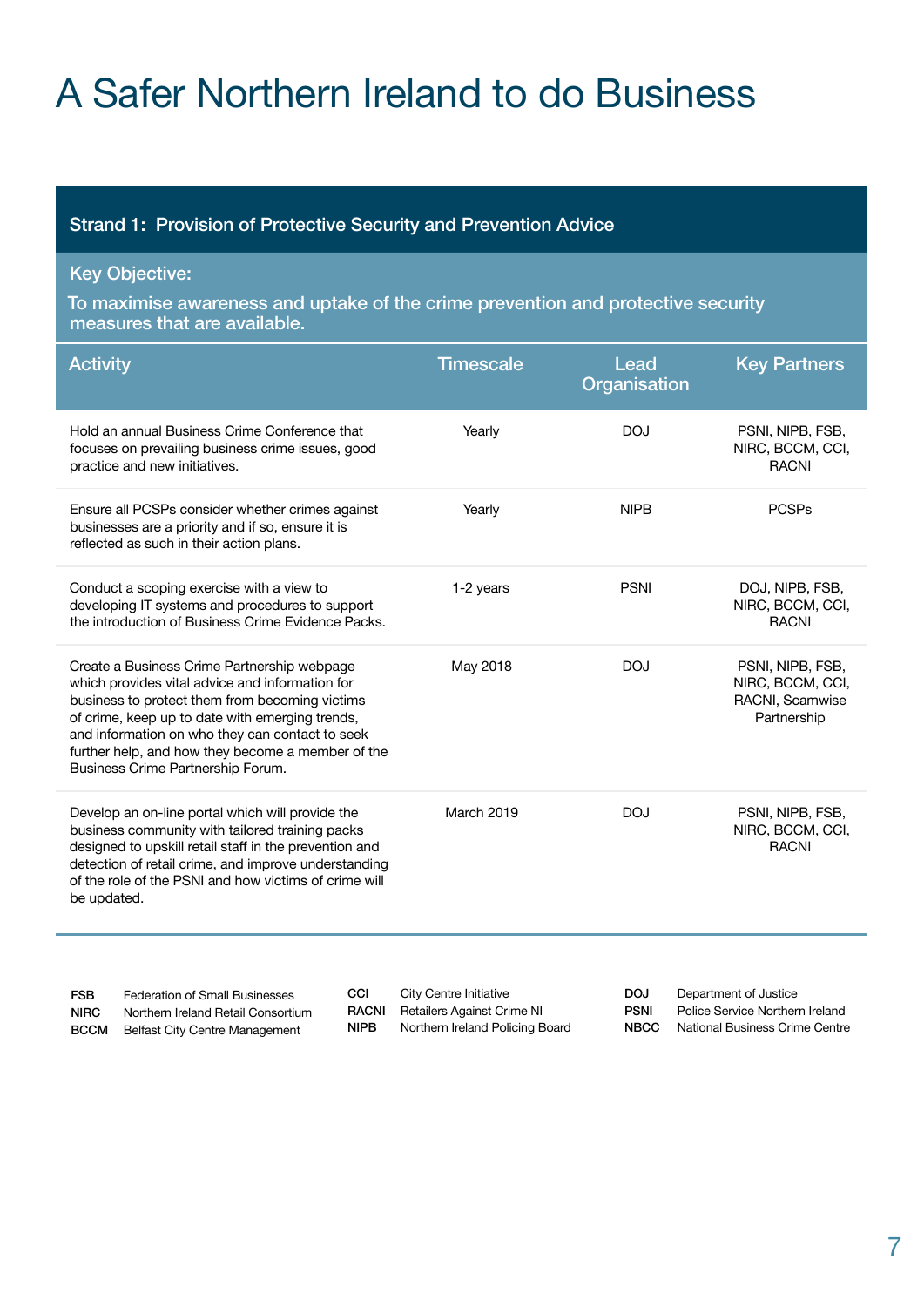# A Safer Northern Ireland to do Business

## Strand 1: Provision of Protective Security and Prevention Advice

**Key Objective:**

**To maximise awareness and uptake of the crime prevention and protective security measures that are available.**

| Activity | Timescale | Lead Organisation | Key Partners |
|---|---|---|---|
| Hold an annual Business Crime Conference that focuses on prevailing business crime issues, good practice and new initiatives. | Yearly | DOJ | PSNI, NIPB, FSB, NIRC, BCCM, CCI, RACNI |
| Ensure all PCSPs consider whether crimes against businesses are a priority and if so, ensure it is reflected as such in their action plans. | Yearly | NIPB | PCSPs |
| Conduct a scoping exercise with a view to developing IT systems and procedures to support the introduction of Business Crime Evidence Packs. | 1-2 years | PSNI | DOJ, NIPB, FSB, NIRC, BCCM, CCI, RACNI |
| Create a Business Crime Partnership webpage which provides vital advice and information for business to protect them from becoming victims of crime, keep up to date with emerging trends, and information on who they can contact to seek further help, and how they become a member of the Business Crime Partnership Forum. | May 2018 | DOJ | PSNI, NIPB, FSB, NIRC, BCCM, CCI, RACNI, Scamwise Partnership |
| Develop an on-line portal which will provide the business community with tailored training packs designed to upskill retail staff in the prevention and detection of retail crime, and improve understanding of the role of the PSNI and how victims of crime will be updated. | March 2019 | DOJ | PSNI, NIPB, FSB, NIRC, BCCM, CCI, RACNI |

**FSB** Federation of Small Businesses
**NIRC** Northern Ireland Retail Consortium
**BCCM** Belfast City Centre Management
**CCI** City Centre Initiative
**RACNI** Retailers Against Crime NI
**NIPB** Northern Ireland Policing Board
**DOJ** Department of Justice
**PSNI** Police Service Northern Ireland
**NBCC** National Business Crime Centre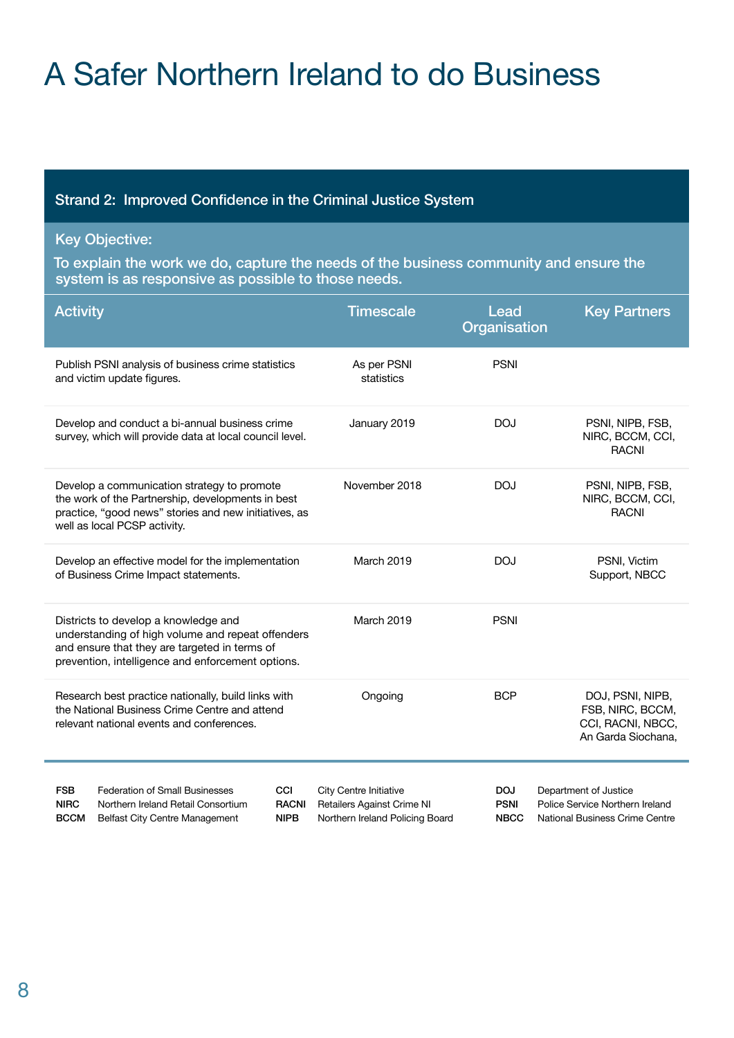# A Safer Northern Ireland to do Business

## Strand 2: Improved Confidence in the Criminal Justice System

**Key Objective:**

To explain the work we do, capture the needs of the business community and ensure the system is as responsive as possible to those needs.

| Activity | Timescale | Lead Organisation | Key Partners |
|---|---|---|---|
| Publish PSNI analysis of business crime statistics and victim update figures. | As per PSNI statistics | PSNI | |
| Develop and conduct a bi-annual business crime survey, which will provide data at local council level. | January 2019 | DOJ | PSNI, NIPB, FSB, NIRC, BCCM, CCI, RACNI |
| Develop a communication strategy to promote the work of the Partnership, developments in best practice, "good news" stories and new initiatives, as well as local PCSP activity. | November 2018 | DOJ | PSNI, NIPB, FSB, NIRC, BCCM, CCI, RACNI |
| Develop an effective model for the implementation of Business Crime Impact statements. | March 2019 | DOJ | PSNI, Victim Support, NBCC |
| Districts to develop a knowledge and understanding of high volume and repeat offenders and ensure that they are targeted in terms of prevention, intelligence and enforcement options. | March 2019 | PSNI | |
| Research best practice nationally, build links with the National Business Crime Centre and attend relevant national events and conferences. | Ongoing | BCP | DOJ, PSNI, NIPB, FSB, NIRC, BCCM, CCI, RACNI, NBCC, An Garda Siochana, |

| | | | | | |
|---|---|---|---|---|---|
| **FSB** | Federation of Small Businesses | **CCI** | City Centre Initiative | **DOJ** | Department of Justice |
| **NIRC** | Northern Ireland Retail Consortium | **RACNI** | Retailers Against Crime NI | **PSNI** | Police Service Northern Ireland |
| **BCCM** | Belfast City Centre Management | **NIPB** | Northern Ireland Policing Board | **NBCC** | National Business Crime Centre |